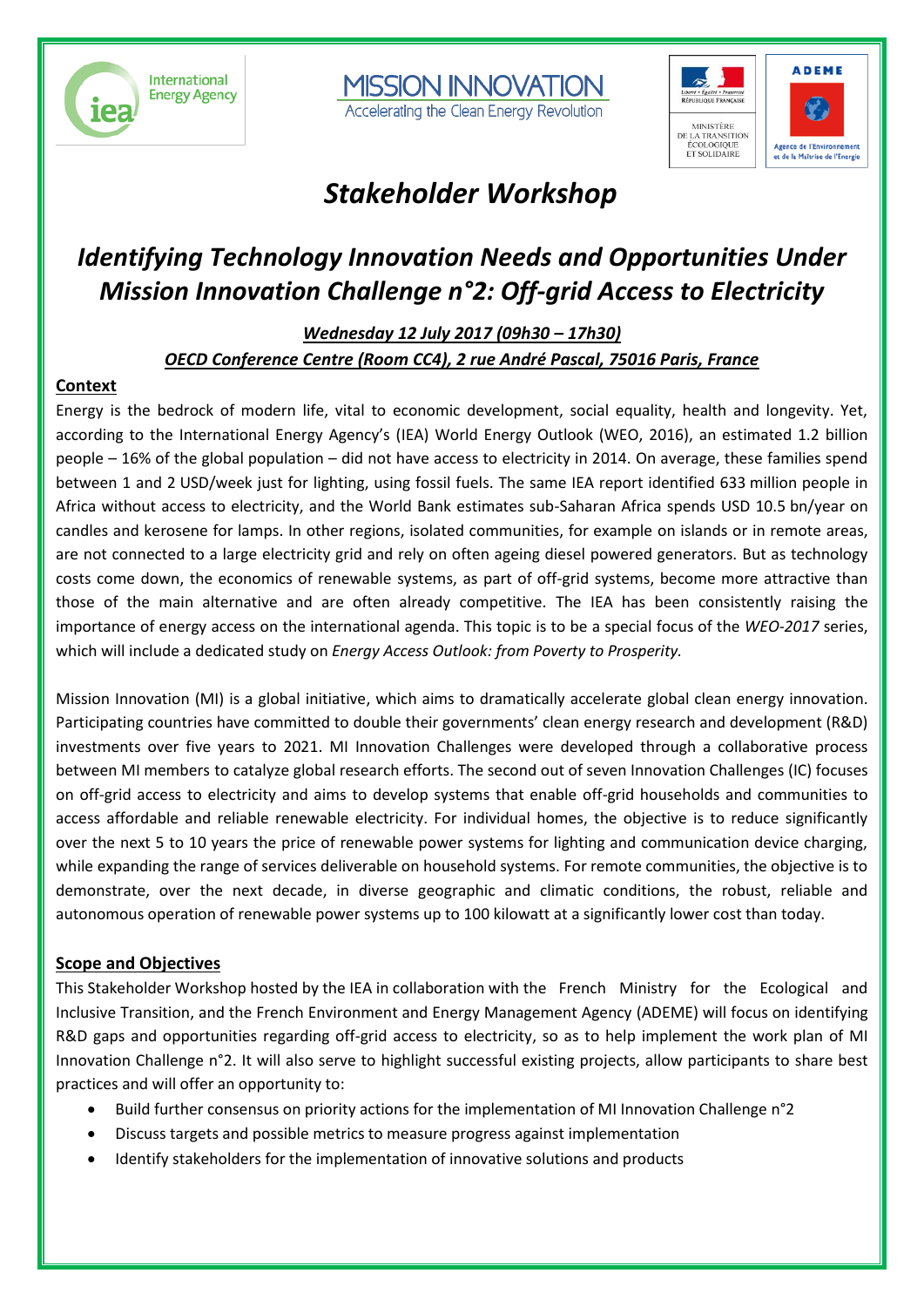# *Stakeholder Workshop*

## *Identifying Technology Innovation Needs and Opportunities Under Mission Innovation Challenge n°2: Off-grid Access to Electricity*

***Wednesday 12 July 2017 (09h30 – 17h30)***

***OECD Conference Centre (Room CC4), 2 rue André Pascal, 75016 Paris, France***

### Context

Energy is the bedrock of modern life, vital to economic development, social equality, health and longevity. Yet, according to the International Energy Agency's (IEA) World Energy Outlook (WEO, 2016), an estimated 1.2 billion people – 16% of the global population – did not have access to electricity in 2014. On average, these families spend between 1 and 2 USD/week just for lighting, using fossil fuels. The same IEA report identified 633 million people in Africa without access to electricity, and the World Bank estimates sub-Saharan Africa spends USD 10.5 bn/year on candles and kerosene for lamps. In other regions, isolated communities, for example on islands or in remote areas, are not connected to a large electricity grid and rely on often ageing diesel powered generators. But as technology costs come down, the economics of renewable systems, as part of off-grid systems, become more attractive than those of the main alternative and are often already competitive. The IEA has been consistently raising the importance of energy access on the international agenda. This topic is to be a special focus of the *WEO-2017* series, which will include a dedicated study on *Energy Access Outlook: from Poverty to Prosperity.*

Mission Innovation (MI) is a global initiative, which aims to dramatically accelerate global clean energy innovation. Participating countries have committed to double their governments' clean energy research and development (R&D) investments over five years to 2021. MI Innovation Challenges were developed through a collaborative process between MI members to catalyze global research efforts. The second out of seven Innovation Challenges (IC) focuses on off-grid access to electricity and aims to develop systems that enable off-grid households and communities to access affordable and reliable renewable electricity. For individual homes, the objective is to reduce significantly over the next 5 to 10 years the price of renewable power systems for lighting and communication device charging, while expanding the range of services deliverable on household systems. For remote communities, the objective is to demonstrate, over the next decade, in diverse geographic and climatic conditions, the robust, reliable and autonomous operation of renewable power systems up to 100 kilowatt at a significantly lower cost than today.

### Scope and Objectives

This Stakeholder Workshop hosted by the IEA in collaboration with the French Ministry for the Ecological and Inclusive Transition, and the French Environment and Energy Management Agency (ADEME) will focus on identifying R&D gaps and opportunities regarding off-grid access to electricity, so as to help implement the work plan of MI Innovation Challenge n°2. It will also serve to highlight successful existing projects, allow participants to share best practices and will offer an opportunity to:

- Build further consensus on priority actions for the implementation of MI Innovation Challenge n°2
- Discuss targets and possible metrics to measure progress against implementation
- Identify stakeholders for the implementation of innovative solutions and products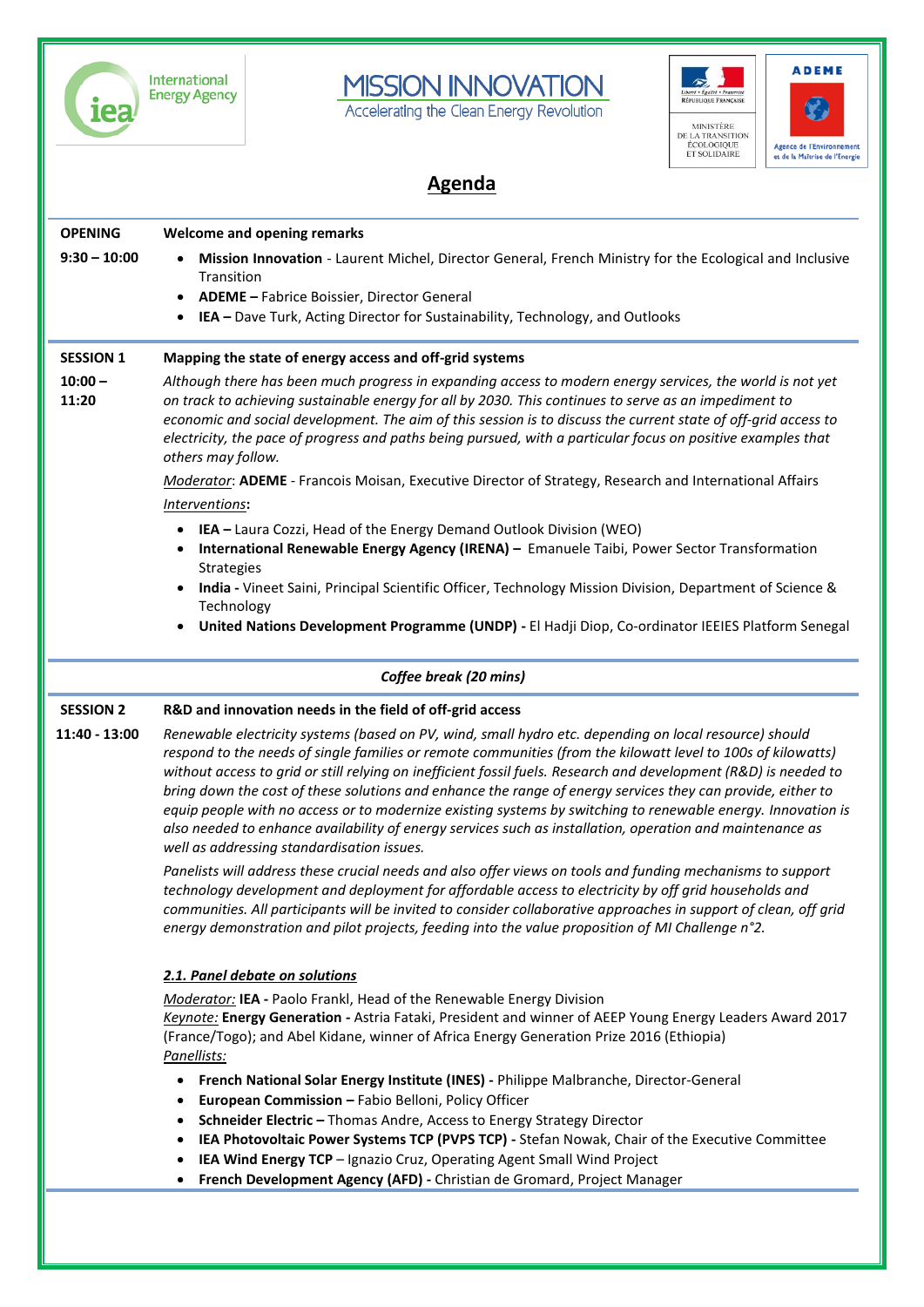## Agenda

**OPENING** — 9:30 – 10:00

**Welcome and opening remarks**

- **Mission Innovation** - Laurent Michel, Director General, French Ministry for the Ecological and Inclusive Transition
- **ADEME –** Fabrice Boissier, Director General
- **IEA –** Dave Turk, Acting Director for Sustainability, Technology, and Outlooks

---

**SESSION 1** — 10:00 – 11:20

**Mapping the state of energy access and off-grid systems**

*Although there has been much progress in expanding access to modern energy services, the world is not yet on track to achieving sustainable energy for all by 2030. This continues to serve as an impediment to economic and social development. The aim of this session is to discuss the current state of off-grid access to electricity, the pace of progress and paths being pursued, with a particular focus on positive examples that others may follow.*

<u>Moderator</u>: **ADEME** - Francois Moisan, Executive Director of Strategy, Research and International Affairs

<u>Interventions</u>**:**

- **IEA –** Laura Cozzi, Head of the Energy Demand Outlook Division (WEO)
- **International Renewable Energy Agency (IRENA) –** Emanuele Taibi, Power Sector Transformation Strategies
- **India -** Vineet Saini, Principal Scientific Officer, Technology Mission Division, Department of Science & Technology
- **United Nations Development Programme (UNDP) -** El Hadji Diop, Co-ordinator IEEIES Platform Senegal

---

***Coffee break (20 mins)***

---

**SESSION 2** — 11:40 - 13:00

**R&D and innovation needs in the field of off-grid access**

*Renewable electricity systems (based on PV, wind, small hydro etc. depending on local resource) should respond to the needs of single families or remote communities (from the kilowatt level to 100s of kilowatts) without access to grid or still relying on inefficient fossil fuels. Research and development (R&D) is needed to bring down the cost of these solutions and enhance the range of energy services they can provide, either to equip people with no access or to modernize existing systems by switching to renewable energy. Innovation is also needed to enhance availability of energy services such as installation, operation and maintenance as well as addressing standardisation issues.*

*Panelists will address these crucial needs and also offer views on tools and funding mechanisms to support technology development and deployment for affordable access to electricity by off grid households and communities. All participants will be invited to consider collaborative approaches in support of clean, off grid energy demonstration and pilot projects, feeding into the value proposition of MI Challenge n°2.*

***<u>2.1. Panel debate on solutions</u>***

<u>Moderator:</u> **IEA -** Paolo Frankl, Head of the Renewable Energy Division
<u>Keynote:</u> **Energy Generation -** Astria Fataki, President and winner of AEEP Young Energy Leaders Award 2017 (France/Togo); and Abel Kidane, winner of Africa Energy Generation Prize 2016 (Ethiopia)
<u>Panellists:</u>

- **French National Solar Energy Institute (INES) -** Philippe Malbranche, Director-General
- **European Commission –** Fabio Belloni, Policy Officer
- **Schneider Electric –** Thomas Andre, Access to Energy Strategy Director
- **IEA Photovoltaic Power Systems TCP (PVPS TCP) -** Stefan Nowak, Chair of the Executive Committee
- **IEA Wind Energy TCP** – Ignazio Cruz, Operating Agent Small Wind Project
- **French Development Agency (AFD) -** Christian de Gromard, Project Manager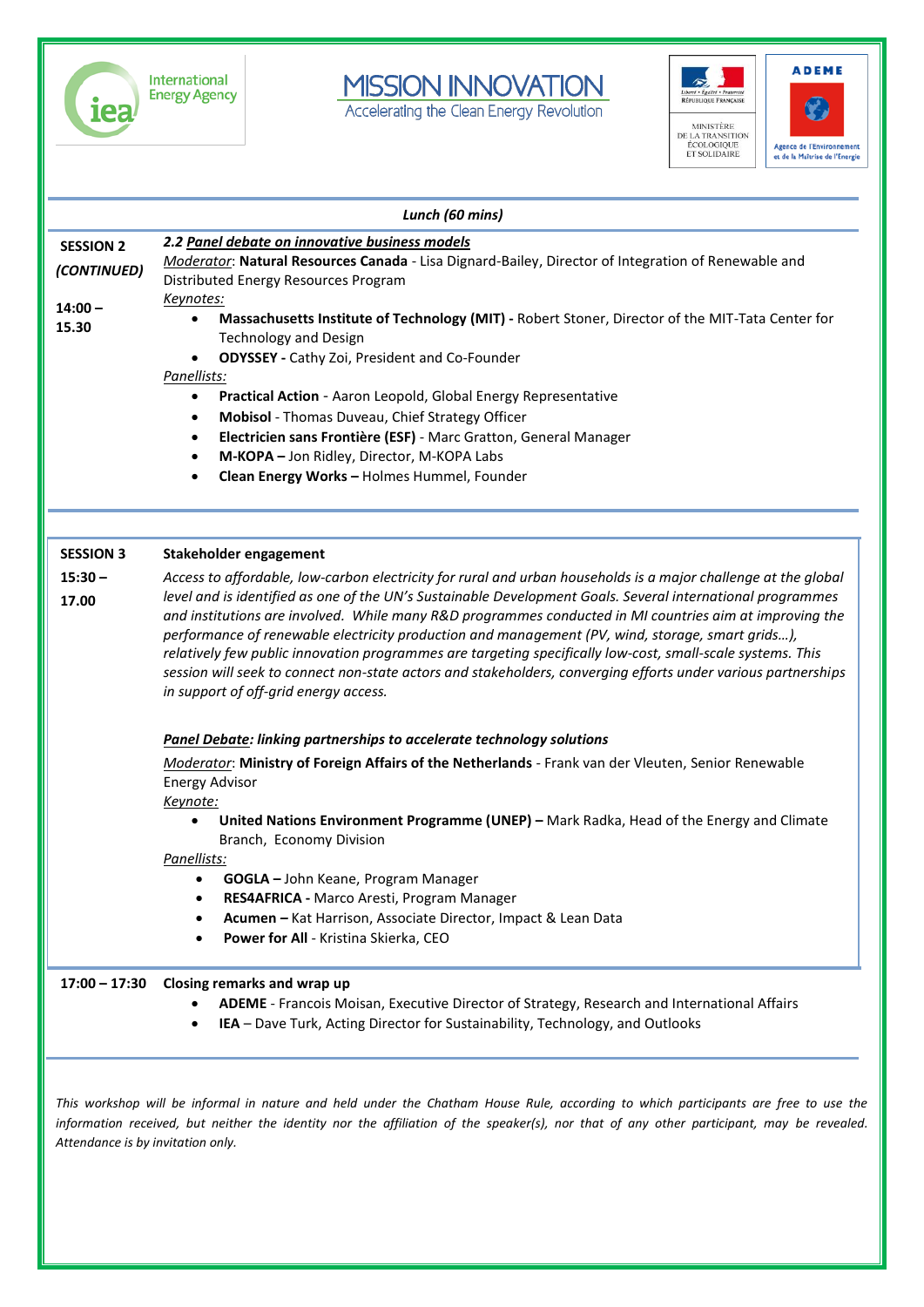*Lunch (60 mins)*

**SESSION 2**
***(CONTINUED)***

**14:00 – 15.30**

***2.2 Panel debate on innovative business models***

*Moderator*: **Natural Resources Canada** - Lisa Dignard-Bailey, Director of Integration of Renewable and Distributed Energy Resources Program

*Keynotes:*

- **Massachusetts Institute of Technology (MIT) -** Robert Stoner, Director of the MIT-Tata Center for Technology and Design
- **ODYSSEY -** Cathy Zoi, President and Co-Founder

*Panellists:*

- **Practical Action** - Aaron Leopold, Global Energy Representative
- **Mobisol** - Thomas Duveau, Chief Strategy Officer
- **Electricien sans Frontière (ESF)** - Marc Gratton, General Manager
- **M-KOPA –** Jon Ridley, Director, M-KOPA Labs
- **Clean Energy Works –** Holmes Hummel, Founder

**SESSION 3**

**15:30 – 17.00**

**Stakeholder engagement**

*Access to affordable, low-carbon electricity for rural and urban households is a major challenge at the global level and is identified as one of the UN's Sustainable Development Goals. Several international programmes and institutions are involved. While many R&D programmes conducted in MI countries aim at improving the performance of renewable electricity production and management (PV, wind, storage, smart grids…), relatively few public innovation programmes are targeting specifically low-cost, small-scale systems. This session will seek to connect non-state actors and stakeholders, converging efforts under various partnerships in support of off-grid energy access.*

***Panel Debate: linking partnerships to accelerate technology solutions***

*Moderator*: **Ministry of Foreign Affairs of the Netherlands** - Frank van der Vleuten, Senior Renewable Energy Advisor

*Keynote:*

- **United Nations Environment Programme (UNEP) –** Mark Radka, Head of the Energy and Climate Branch, Economy Division

*Panellists:*

- **GOGLA –** John Keane, Program Manager
- **RES4AFRICA -** Marco Aresti, Program Manager
- **Acumen –** Kat Harrison, Associate Director, Impact & Lean Data
- **Power for All** - Kristina Skierka, CEO

**17:00 – 17:30** **Closing remarks and wrap up**

- **ADEME** - Francois Moisan, Executive Director of Strategy, Research and International Affairs
- **IEA** – Dave Turk, Acting Director for Sustainability, Technology, and Outlooks

*This workshop will be informal in nature and held under the Chatham House Rule, according to which participants are free to use the information received, but neither the identity nor the affiliation of the speaker(s), nor that of any other participant, may be revealed. Attendance is by invitation only.*